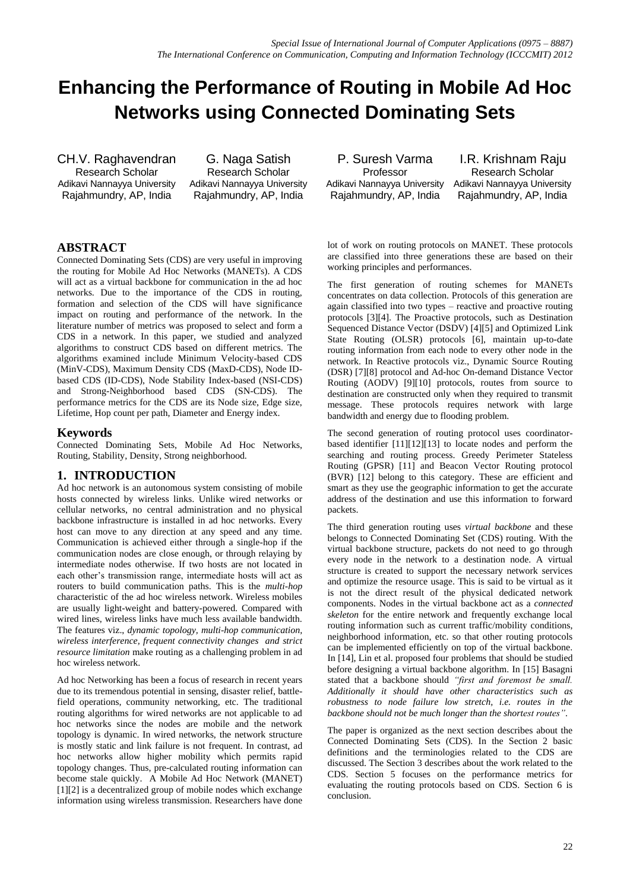# Enhancing the Performance of Routing in Mobile Ad Hoc Networks using Connected Dominating Sets

CH.V. Raghavendran
Research Scholar
Adikavi Nannayya University
Rajahmundry, AP, India

G. Naga Satish
Research Scholar
Adikavi Nannayya University
Rajahmundry, AP, India

P. Suresh Varma
Professor
Adikavi Nannayya University
Rajahmundry, AP, India

I.R. Krishnam Raju
Research Scholar
Adikavi Nannayya University
Rajahmundry, AP, India

## ABSTRACT

Connected Dominating Sets (CDS) are very useful in improving the routing for Mobile Ad Hoc Networks (MANETs). A CDS will act as a virtual backbone for communication in the ad hoc networks. Due to the importance of the CDS in routing, formation and selection of the CDS will have significance impact on routing and performance of the network. In the literature number of metrics was proposed to select and form a CDS in a network. In this paper, we studied and analyzed algorithms to construct CDS based on different metrics. The algorithms examined include Minimum Velocity-based CDS (MinV-CDS), Maximum Density CDS (MaxD-CDS), Node ID-based CDS (ID-CDS), Node Stability Index-based (NSI-CDS) and Strong-Neighborhood based CDS (SN-CDS). The performance metrics for the CDS are its Node size, Edge size, Lifetime, Hop count per path, Diameter and Energy index.

## Keywords

Connected Dominating Sets, Mobile Ad Hoc Networks, Routing, Stability, Density, Strong neighborhood.

## 1. INTRODUCTION

Ad hoc network is an autonomous system consisting of mobile hosts connected by wireless links. Unlike wired networks or cellular networks, no central administration and no physical backbone infrastructure is installed in ad hoc networks. Every host can move to any direction at any speed and any time. Communication is achieved either through a single-hop if the communication nodes are close enough, or through relaying by intermediate nodes otherwise. If two hosts are not located in each other's transmission range, intermediate hosts will act as routers to build communication paths. This is the *multi-hop* characteristic of the ad hoc wireless network. Wireless mobiles are usually light-weight and battery-powered. Compared with wired lines, wireless links have much less available bandwidth. The features viz., *dynamic topology, multi-hop communication, wireless interference, frequent connectivity changes and strict resource limitation* make routing as a challenging problem in ad hoc wireless network.

Ad hoc Networking has been a focus of research in recent years due to its tremendous potential in sensing, disaster relief, battle-field operations, community networking, etc. The traditional routing algorithms for wired networks are not applicable to ad hoc networks since the nodes are mobile and the network topology is dynamic. In wired networks, the network structure is mostly static and link failure is not frequent. In contrast, ad hoc networks allow higher mobility which permits rapid topology changes. Thus, pre-calculated routing information can become stale quickly. A Mobile Ad Hoc Network (MANET) [1][2] is a decentralized group of mobile nodes which exchange information using wireless transmission. Researchers have done lot of work on routing protocols on MANET. These protocols are classified into three generations these are based on their working principles and performances.

The first generation of routing schemes for MANETs concentrates on data collection. Protocols of this generation are again classified into two types – reactive and proactive routing protocols [3][4]. The Proactive protocols, such as Destination Sequenced Distance Vector (DSDV) [4][5] and Optimized Link State Routing (OLSR) protocols [6], maintain up-to-date routing information from each node to every other node in the network. In Reactive protocols viz., Dynamic Source Routing (DSR) [7][8] protocol and Ad-hoc On-demand Distance Vector Routing (AODV) [9][10] protocols, routes from source to destination are constructed only when they required to transmit message. These protocols requires network with large bandwidth and energy due to flooding problem.

The second generation of routing protocol uses coordinator-based identifier [11][12][13] to locate nodes and perform the searching and routing process. Greedy Perimeter Stateless Routing (GPSR) [11] and Beacon Vector Routing protocol (BVR) [12] belong to this category. These are efficient and smart as they use the geographic information to get the accurate address of the destination and use this information to forward packets.

The third generation routing uses *virtual backbone* and these belongs to Connected Dominating Set (CDS) routing. With the virtual backbone structure, packets do not need to go through every node in the network to a destination node. A virtual structure is created to support the necessary network services and optimize the resource usage. This is said to be virtual as it is not the direct result of the physical dedicated network components. Nodes in the virtual backbone act as a *connected skeleton* for the entire network and frequently exchange local routing information such as current traffic/mobility conditions, neighborhood information, etc. so that other routing protocols can be implemented efficiently on top of the virtual backbone. In [14], Lin et al. proposed four problems that should be studied before designing a virtual backbone algorithm. In [15] Basagni stated that a backbone should *"first and foremost be small. Additionally it should have other characteristics such as robustness to node failure low stretch, i.e. routes in the backbone should not be much longer than the shortest routes"*.

The paper is organized as the next section describes about the Connected Dominating Sets (CDS). In the Section 2 basic definitions and the terminologies related to the CDS are discussed. The Section 3 describes about the work related to the CDS. Section 5 focuses on the performance metrics for evaluating the routing protocols based on CDS. Section 6 is conclusion.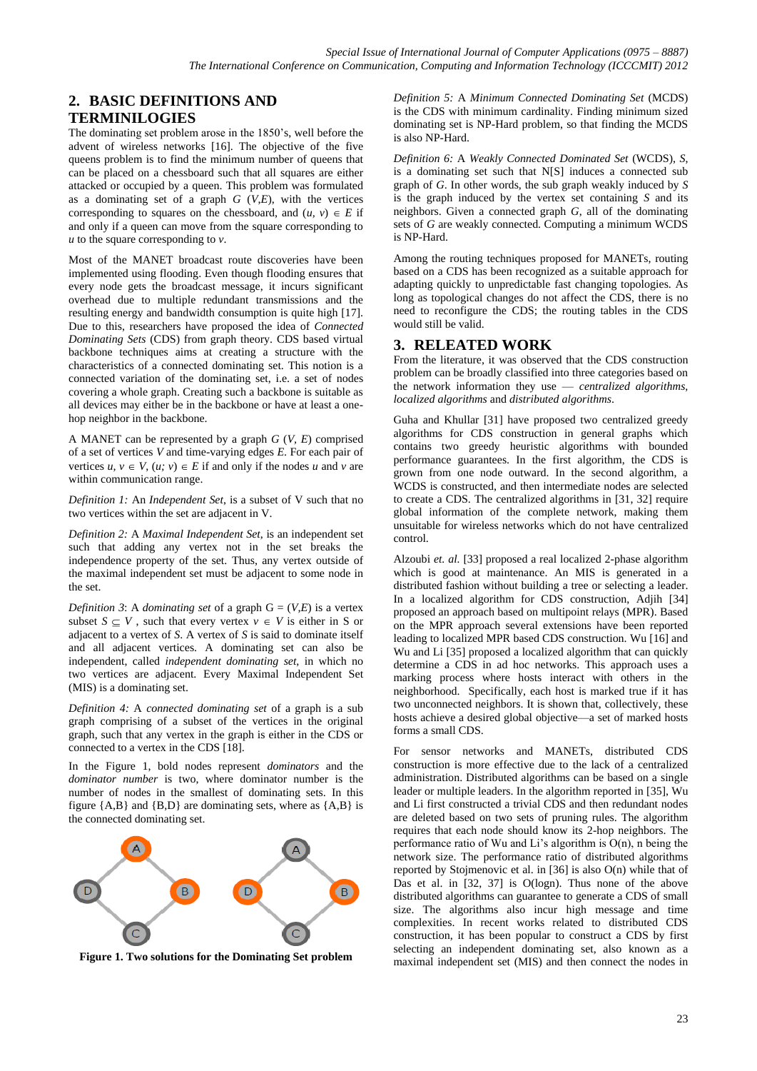## 2. BASIC DEFINITIONS AND TERMINILOGIES

The dominating set problem arose in the 1850's, well before the advent of wireless networks [16]. The objective of the five queens problem is to find the minimum number of queens that can be placed on a chessboard such that all squares are either attacked or occupied by a queen. This problem was formulated as a dominating set of a graph *G* (*V*,*E*), with the vertices corresponding to squares on the chessboard, and $(u, v) \in E$ if and only if a queen can move from the square corresponding to *u* to the square corresponding to *v*.

Most of the MANET broadcast route discoveries have been implemented using flooding. Even though flooding ensures that every node gets the broadcast message, it incurs significant overhead due to multiple redundant transmissions and the resulting energy and bandwidth consumption is quite high [17]. Due to this, researchers have proposed the idea of *Connected Dominating Sets* (CDS) from graph theory. CDS based virtual backbone techniques aims at creating a structure with the characteristics of a connected dominating set. This notion is a connected variation of the dominating set, i.e. a set of nodes covering a whole graph. Creating such a backbone is suitable as all devices may either be in the backbone or have at least a one-hop neighbor in the backbone.

A MANET can be represented by a graph *G* (*V*, *E*) comprised of a set of vertices *V* and time-varying edges *E*. For each pair of vertices $u, v \in V$, $(u; v) \in E$ if and only if the nodes *u* and *v* are within communication range.

*Definition 1:* An *Independent Set*, is a subset of V such that no two vertices within the set are adjacent in V.

*Definition 2:* A *Maximal Independent Set*, is an independent set such that adding any vertex not in the set breaks the independence property of the set. Thus, any vertex outside of the maximal independent set must be adjacent to some node in the set.

*Definition 3*: A *dominating set* of a graph G = (*V*,*E*) is a vertex subset $S \subseteq V$ , such that every vertex $v \in V$ is either in S or adjacent to a vertex of *S*. A vertex of *S* is said to dominate itself and all adjacent vertices. A dominating set can also be independent, called *independent dominating set*, in which no two vertices are adjacent. Every Maximal Independent Set (MIS) is a dominating set.

*Definition 4:* A *connected dominating set* of a graph is a sub graph comprising of a subset of the vertices in the original graph, such that any vertex in the graph is either in the CDS or connected to a vertex in the CDS [18].

In the Figure 1, bold nodes represent *dominators* and the *dominator number* is two, where dominator number is the number of nodes in the smallest of dominating sets. In this figure {A,B} and {B,D} are dominating sets, where as {A,B} is the connected dominating set.

**Figure 1. Two solutions for the Dominating Set problem**

*Definition 5:* A *Minimum Connected Dominating Set* (MCDS) is the CDS with minimum cardinality. Finding minimum sized dominating set is NP-Hard problem, so that finding the MCDS is also NP-Hard.

*Definition 6:* A *Weakly Connected Dominated Set* (WCDS), *S*, is a dominating set such that N[S] induces a connected sub graph of *G*. In other words, the sub graph weakly induced by *S* is the graph induced by the vertex set containing *S* and its neighbors. Given a connected graph *G*, all of the dominating sets of *G* are weakly connected. Computing a minimum WCDS is NP-Hard.

Among the routing techniques proposed for MANETs, routing based on a CDS has been recognized as a suitable approach for adapting quickly to unpredictable fast changing topologies. As long as topological changes do not affect the CDS, there is no need to reconfigure the CDS; the routing tables in the CDS would still be valid.

## 3. RELEATED WORK

From the literature, it was observed that the CDS construction problem can be broadly classified into three categories based on the network information they use — *centralized algorithms*, *localized algorithms* and *distributed algorithms*.

Guha and Khullar [31] have proposed two centralized greedy algorithms for CDS construction in general graphs which contains two greedy heuristic algorithms with bounded performance guarantees. In the first algorithm, the CDS is grown from one node outward. In the second algorithm, a WCDS is constructed, and then intermediate nodes are selected to create a CDS. The centralized algorithms in [31, 32] require global information of the complete network, making them unsuitable for wireless networks which do not have centralized control.

Alzoubi *et. al.* [33] proposed a real localized 2-phase algorithm which is good at maintenance. An MIS is generated in a distributed fashion without building a tree or selecting a leader. In a localized algorithm for CDS construction, Adjih [34] proposed an approach based on multipoint relays (MPR). Based on the MPR approach several extensions have been reported leading to localized MPR based CDS construction. Wu [16] and Wu and Li [35] proposed a localized algorithm that can quickly determine a CDS in ad hoc networks. This approach uses a marking process where hosts interact with others in the neighborhood. Specifically, each host is marked true if it has two unconnected neighbors. It is shown that, collectively, these hosts achieve a desired global objective—a set of marked hosts forms a small CDS.

For sensor networks and MANETs, distributed CDS construction is more effective due to the lack of a centralized administration. Distributed algorithms can be based on a single leader or multiple leaders. In the algorithm reported in [35], Wu and Li first constructed a trivial CDS and then redundant nodes are deleted based on two sets of pruning rules. The algorithm requires that each node should know its 2-hop neighbors. The performance ratio of Wu and Li's algorithm is O(n), n being the network size. The performance ratio of distributed algorithms reported by Stojmenovic et al. in [36] is also O(n) while that of Das et al. in [32, 37] is O(logn). Thus none of the above distributed algorithms can guarantee to generate a CDS of small size. The algorithms also incur high message and time complexities. In recent works related to distributed CDS construction, it has been popular to construct a CDS by first selecting an independent dominating set, also known as a maximal independent set (MIS) and then connect the nodes in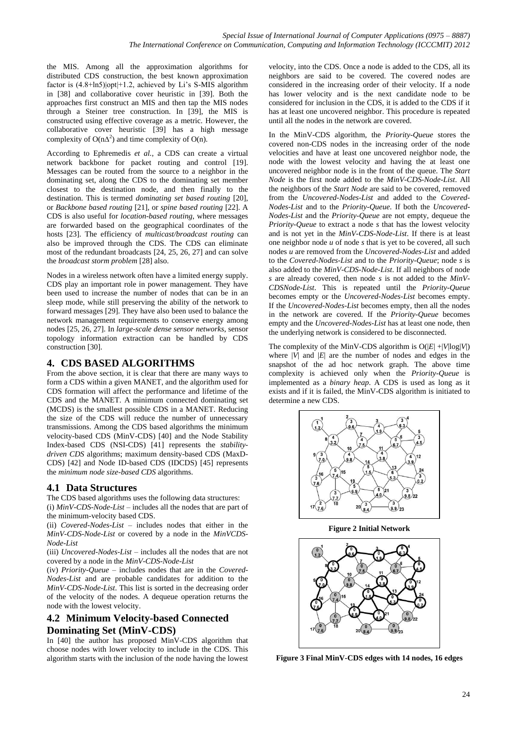the MIS. Among all the approximation algorithms for distributed CDS construction, the best known approximation factor is (4.8+ln5)|opt|+1.2, achieved by Li's S-MIS algorithm in [38] and collaborative cover heuristic in [39]. Both the approaches first construct an MIS and then tap the MIS nodes through a Steiner tree construction. In [39], the MIS is constructed using effective coverage as a metric. However, the collaborative cover heuristic [39] has a high message complexity of $O(n\Delta^2)$ and time complexity of O(n).

According to Ephremedis *et al.*, a CDS can create a virtual network backbone for packet routing and control [19]. Messages can be routed from the source to a neighbor in the dominating set, along the CDS to the dominating set member closest to the destination node, and then finally to the destination. This is termed *dominating set based routing* [20], or *Backbone based routing* [21], or *spine based routing* [22]. A CDS is also useful for *location-based routing*, where messages are forwarded based on the geographical coordinates of the hosts [23]. The efficiency of *multicast/broadcast routing* can also be improved through the CDS. The CDS can eliminate most of the redundant broadcasts [24, 25, 26, 27] and can solve the *broadcast storm problem* [28] also.

Nodes in a wireless network often have a limited energy supply. CDS play an important role in power management. They have been used to increase the number of nodes that can be in an sleep mode, while still preserving the ability of the network to forward messages [29]. They have also been used to balance the network management requirements to conserve energy among nodes [25, 26, 27]. In *large-scale dense sensor networks*, sensor topology information extraction can be handled by CDS construction [30].

# 4. CDS BASED ALGORITHMS

From the above section, it is clear that there are many ways to form a CDS within a given MANET, and the algorithm used for CDS formation will affect the performance and lifetime of the CDS and the MANET. A minimum connected dominating set (MCDS) is the smallest possible CDS in a MANET. Reducing the size of the CDS will reduce the number of unnecessary transmissions. Among the CDS based algorithms the minimum velocity-based CDS (MinV-CDS) [40] and the Node Stability Index-based CDS (NSI-CDS) [41] represents the *stability-driven CDS* algorithms; maximum density-based CDS (MaxD-CDS) [42] and Node ID-based CDS (IDCDS) [45] represents the *minimum node size-based CDS* algorithms.

## 4.1 Data Structures

The CDS based algorithms uses the following data structures:

(i) *MinV-CDS-Node-List* – includes all the nodes that are part of the minimum-velocity based CDS.

(ii) *Covered-Nodes-List* – includes nodes that either in the *MinV-CDS-Node-List* or covered by a node in the *MinVCDS-Node-List*

(iii) *Uncovered-Nodes-List* – includes all the nodes that are not covered by a node in the *MinV-CDS-Node-List*

(iv) *Priority-Queue* – includes nodes that are in the *Covered-Nodes-List* and are probable candidates for addition to the *MinV-CDS-Node-List*. This list is sorted in the decreasing order of the velocity of the nodes. A dequeue operation returns the node with the lowest velocity.

## 4.2 Minimum Velocity-based Connected Dominating Set (MinV-CDS)

In [40] the author has proposed MinV-CDS algorithm that choose nodes with lower velocity to include in the CDS. This algorithm starts with the inclusion of the node having the lowest velocity, into the CDS. Once a node is added to the CDS, all its neighbors are said to be covered. The covered nodes are considered in the increasing order of their velocity. If a node has lower velocity and is the next candidate node to be considered for inclusion in the CDS, it is added to the CDS if it has at least one uncovered neighbor. This procedure is repeated until all the nodes in the network are covered.

In the MinV-CDS algorithm, the *Priority-Queue* stores the covered non-CDS nodes in the increasing order of the node velocities and have at least one uncovered neighbor node, the node with the lowest velocity and having the at least one uncovered neighbor node is in the front of the queue. The *Start Node* is the first node added to the *MinV-CDS-Node-List*. All the neighbors of the *Start Node* are said to be covered, removed from the *Uncovered-Nodes-List* and added to the *Covered-Nodes-List* and to the *Priority-Queue*. If both the *Uncovered-Nodes-List* and the *Priority-Queue* are not empty, dequeue the *Priority-Queue* to extract a node *s* that has the lowest velocity and is not yet in the *MinV-CDS-Node-List*. If there is at least one neighbor node *u* of node *s* that is yet to be covered, all such nodes *u* are removed from the *Uncovered-Nodes-List* and added to the *Covered-Nodes-List* and to the *Priority-Queue*; node *s* is also added to the *MinV-CDS-Node-List*. If all neighbors of node *s* are already covered, then node *s* is not added to the *MinV-CDSNode-List*. This is repeated until the *Priority-Queue* becomes empty or the *Uncovered-Nodes-List* becomes empty. If the *Uncovered-Nodes-List* becomes empty, then all the nodes in the network are covered. If the *Priority-Queue* becomes empty and the *Uncovered-Nodes-List* has at least one node, then the underlying network is considered to be disconnected.

The complexity of the MinV-CDS algorithm is $O(|E| + |V|\log|V|)$ where $|V|$ and $|E|$ are the number of nodes and edges in the snapshot of the ad hoc network graph. The above time complexity is achieved only when the *Priority-Queue* is implemented as a *binary heap*. A CDS is used as long as it exists and if it is failed, the MinV-CDS algorithm is initiated to determine a new CDS.

**Figure 2 Initial Network**

**Figure 3 Final MinV-CDS edges with 14 nodes, 16 edges**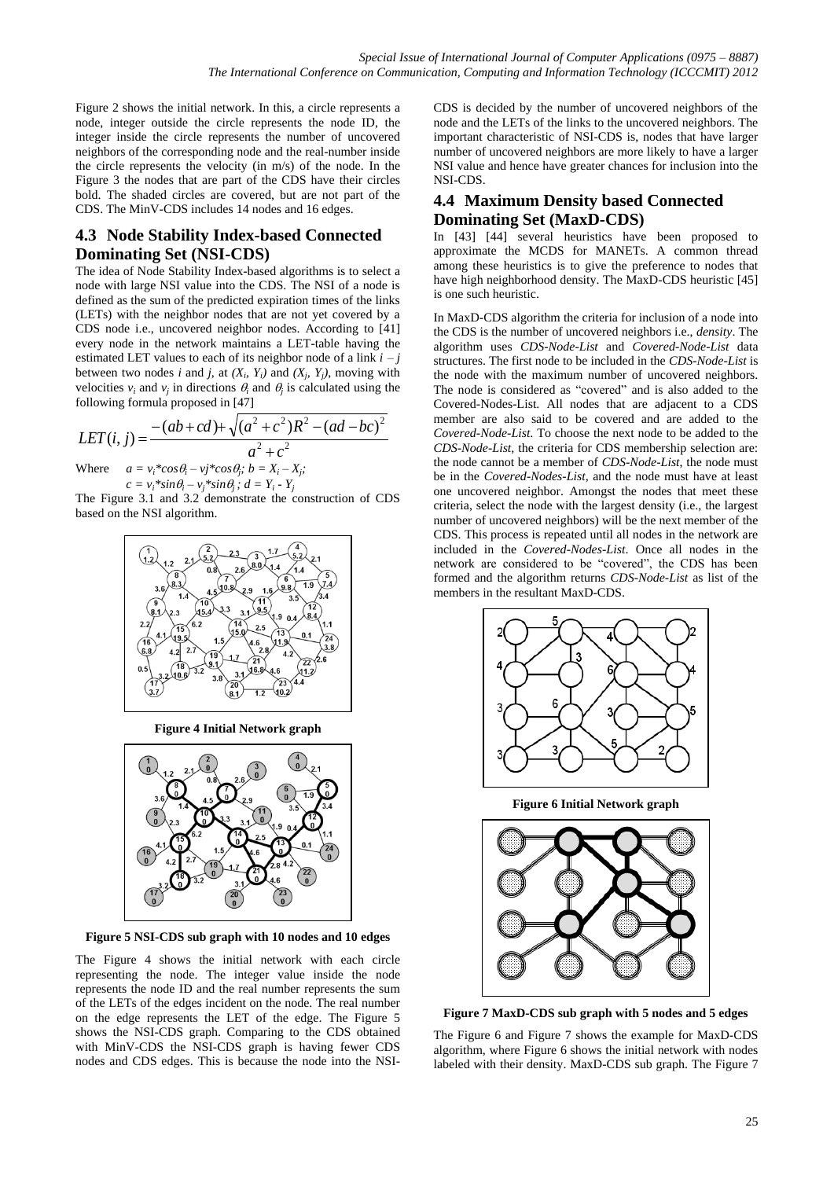Figure 2 shows the initial network. In this, a circle represents a node, integer outside the circle represents the node ID, the integer inside the circle represents the number of uncovered neighbors of the corresponding node and the real-number inside the circle represents the velocity (in m/s) of the node. In the Figure 3 the nodes that are part of the CDS have their circles bold. The shaded circles are covered, but are not part of the CDS. The MinV-CDS includes 14 nodes and 16 edges.

## 4.3 Node Stability Index-based Connected Dominating Set (NSI-CDS)

The idea of Node Stability Index-based algorithms is to select a node with large NSI value into the CDS. The NSI of a node is defined as the sum of the predicted expiration times of the links (LETs) with the neighbor nodes that are not yet covered by a CDS node i.e., uncovered neighbor nodes. According to [41] every node in the network maintains a LET-table having the estimated LET values to each of its neighbor node of a link $i - j$ between two nodes $i$ and $j$, at $(X_i, Y_i)$ and $(X_j, Y_j)$, moving with velocities $v_i$ and $v_j$ in directions $\theta_i$ and $\theta_j$ is calculated using the following formula proposed in [47]

$$LET(i,j) = \frac{-(ab+cd)+\sqrt{(a^2+c^2)R^2-(ad-bc)^2}}{a^2+c^2}$$

Where $a = v_i*cos\theta_i - vj*cos\theta_j$; $b = X_i - X_j$; $c = v_i*sin\theta_i - v_j*sin\theta_j$; $d = Y_i - Y_j$

The Figure 3.1 and 3.2 demonstrate the construction of CDS based on the NSI algorithm.

**Figure 4 Initial Network graph**

**Figure 5 NSI-CDS sub graph with 10 nodes and 10 edges**

The Figure 4 shows the initial network with each circle representing the node. The integer value inside the node represents the node ID and the real number represents the sum of the LETs of the edges incident on the node. The real number on the edge represents the LET of the edge. The Figure 5 shows the NSI-CDS graph. Comparing to the CDS obtained with MinV-CDS the NSI-CDS graph is having fewer CDS nodes and CDS edges. This is because the node into the NSI-CDS is decided by the number of uncovered neighbors of the node and the LETs of the links to the uncovered neighbors. The important characteristic of NSI-CDS is, nodes that have larger number of uncovered neighbors are more likely to have a larger NSI value and hence have greater chances for inclusion into the NSI-CDS.

## 4.4 Maximum Density based Connected Dominating Set (MaxD-CDS)

In [43] [44] several heuristics have been proposed to approximate the MCDS for MANETs. A common thread among these heuristics is to give the preference to nodes that have high neighborhood density. The MaxD-CDS heuristic [45] is one such heuristic.

In MaxD-CDS algorithm the criteria for inclusion of a node into the CDS is the number of uncovered neighbors i.e., *density*. The algorithm uses *CDS-Node-List* and *Covered-Node-List* data structures. The first node to be included in the *CDS-Node-List* is the node with the maximum number of uncovered neighbors. The node is considered as "covered" and is also added to the Covered-Nodes-List. All nodes that are adjacent to a CDS member are also said to be covered and are added to the *Covered-Node-List*. To choose the next node to be added to the *CDS-Node-List*, the criteria for CDS membership selection are: the node cannot be a member of *CDS-Node-List*, the node must be in the *Covered-Nodes-List*, and the node must have at least one uncovered neighbor. Amongst the nodes that meet these criteria, select the node with the largest density (i.e., the largest number of uncovered neighbors) will be the next member of the CDS. This process is repeated until all nodes in the network are included in the *Covered-Nodes-List*. Once all nodes in the network are considered to be "covered", the CDS has been formed and the algorithm returns *CDS-Node-List* as list of the members in the resultant MaxD-CDS.

**Figure 6 Initial Network graph**

**Figure 7 MaxD-CDS sub graph with 5 nodes and 5 edges**

The Figure 6 and Figure 7 shows the example for MaxD-CDS algorithm, where Figure 6 shows the initial network with nodes labeled with their density. MaxD-CDS sub graph. The Figure 7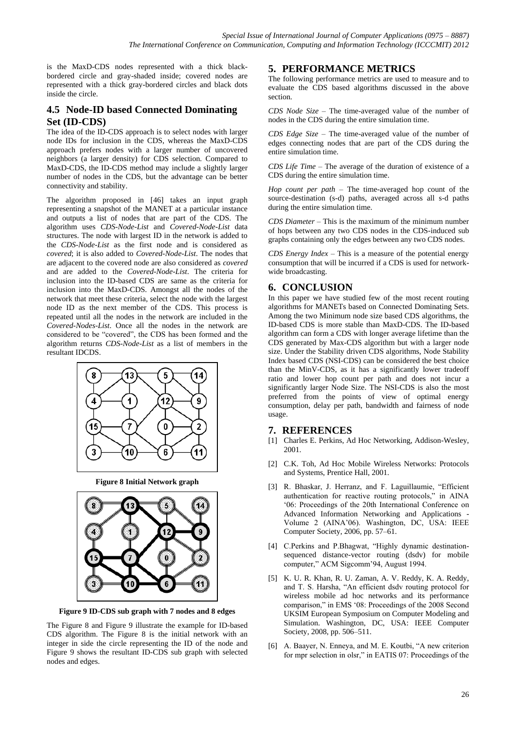is the MaxD-CDS nodes represented with a thick black-bordered circle and gray-shaded inside; covered nodes are represented with a thick gray-bordered circles and black dots inside the circle.

## 4.5 Node-ID based Connected Dominating Set (ID-CDS)

The idea of the ID-CDS approach is to select nodes with larger node IDs for inclusion in the CDS, whereas the MaxD-CDS approach prefers nodes with a larger number of uncovered neighbors (a larger density) for CDS selection. Compared to MaxD-CDS, the ID-CDS method may include a slightly larger number of nodes in the CDS, but the advantage can be better connectivity and stability.

The algorithm proposed in [46] takes an input graph representing a snapshot of the MANET at a particular instance and outputs a list of nodes that are part of the CDS. The algorithm uses *CDS-Node-List* and *Covered-Node-List* data structures. The node with largest ID in the network is added to the *CDS-Node-List* as the first node and is considered as *covered*; it is also added to *Covered-Node-List*. The nodes that are adjacent to the covered node are also considered as *covered* and are added to the *Covered-Node-List*. The criteria for inclusion into the ID-based CDS are same as the criteria for inclusion into the MaxD-CDS. Amongst all the nodes of the network that meet these criteria, select the node with the largest node ID as the next member of the CDS. This process is repeated until all the nodes in the network are included in the *Covered-Nodes-List*. Once all the nodes in the network are considered to be "covered", the CDS has been formed and the algorithm returns *CDS-Node-List* as a list of members in the resultant IDCDS.

**Figure 8 Initial Network graph**

**Figure 9 ID-CDS sub graph with 7 nodes and 8 edges**

The Figure 8 and Figure 9 illustrate the example for ID-based CDS algorithm. The Figure 8 is the initial network with an integer in side the circle representing the ID of the node and Figure 9 shows the resultant ID-CDS sub graph with selected nodes and edges.

# 5. PERFORMANCE METRICS

The following performance metrics are used to measure and to evaluate the CDS based algorithms discussed in the above section.

*CDS Node Size* – The time-averaged value of the number of nodes in the CDS during the entire simulation time.

*CDS Edge Size* – The time-averaged value of the number of edges connecting nodes that are part of the CDS during the entire simulation time.

*CDS Life Time* – The average of the duration of existence of a CDS during the entire simulation time.

*Hop count per path* – The time-averaged hop count of the source-destination (s-d) paths, averaged across all s-d paths during the entire simulation time.

*CDS Diameter* – This is the maximum of the minimum number of hops between any two CDS nodes in the CDS-induced sub graphs containing only the edges between any two CDS nodes.

*CDS Energy Index* – This is a measure of the potential energy consumption that will be incurred if a CDS is used for network-wide broadcasting.

# 6. CONCLUSION

In this paper we have studied few of the most recent routing algorithms for MANETs based on Connected Dominating Sets. Among the two Minimum node size based CDS algorithms, the ID-based CDS is more stable than MaxD-CDS. The ID-based algorithm can form a CDS with longer average lifetime than the CDS generated by Max-CDS algorithm but with a larger node size. Under the Stability driven CDS algorithms, Node Stability Index based CDS (NSI-CDS) can be considered the best choice than the MinV-CDS, as it has a significantly lower tradeoff ratio and lower hop count per path and does not incur a significantly larger Node Size. The NSI-CDS is also the most preferred from the points of view of optimal energy consumption, delay per path, bandwidth and fairness of node usage.

# 7. REFERENCES

[1] Charles E. Perkins, Ad Hoc Networking, Addison-Wesley, 2001.

[2] C.K. Toh, Ad Hoc Mobile Wireless Networks: Protocols and Systems, Prentice Hall, 2001.

[3] R. Bhaskar, J. Herranz, and F. Laguillaumie, "Efficient authentication for reactive routing protocols," in AINA '06: Proceedings of the 20th International Conference on Advanced Information Networking and Applications - Volume 2 (AINA'06). Washington, DC, USA: IEEE Computer Society, 2006, pp. 57–61.

[4] C.Perkins and P.Bhagwat, "Highly dynamic destination-sequenced distance-vector routing (dsdv) for mobile computer," ACM Sigcomm'94, August 1994.

[5] K. U. R. Khan, R. U. Zaman, A. V. Reddy, K. A. Reddy, and T. S. Harsha, "An efficient dsdv routing protocol for wireless mobile ad hoc networks and its performance comparison," in EMS '08: Proceedings of the 2008 Second UKSIM European Symposium on Computer Modeling and Simulation. Washington, DC, USA: IEEE Computer Society, 2008, pp. 506–511.

[6] A. Baayer, N. Enneya, and M. E. Koutbi, "A new criterion for mpr selection in olsr," in EATIS 07: Proceedings of the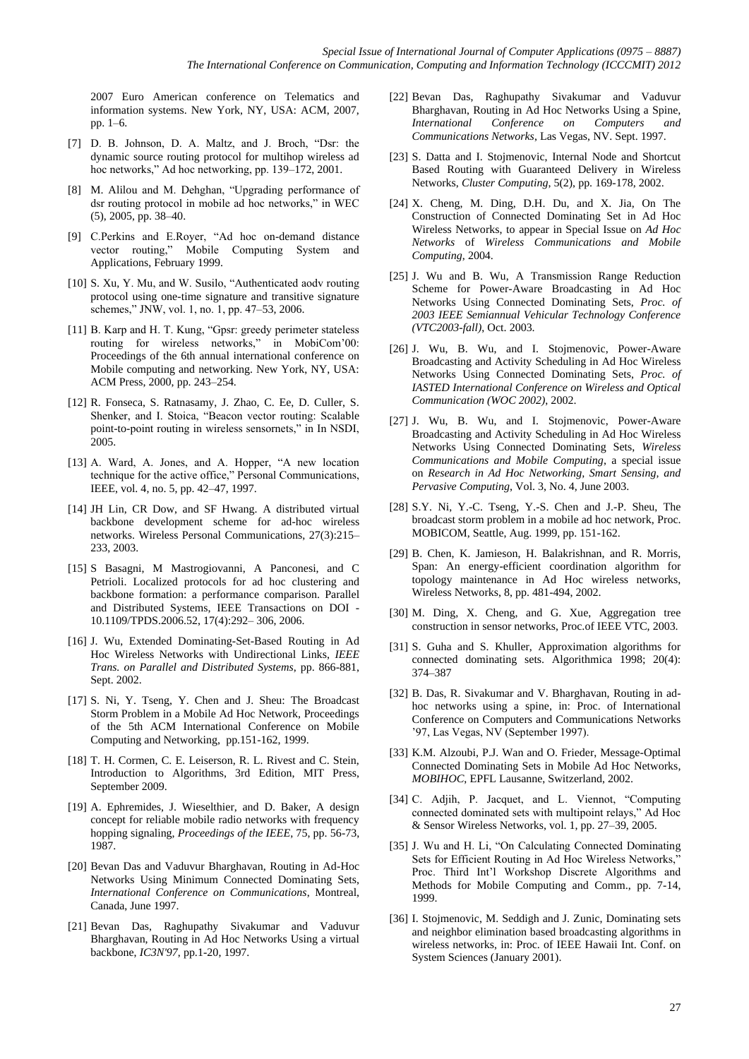2007 Euro American conference on Telematics and information systems. New York, NY, USA: ACM, 2007, pp. 1–6.

[7] D. B. Johnson, D. A. Maltz, and J. Broch, "Dsr: the dynamic source routing protocol for multihop wireless ad hoc networks," Ad hoc networking, pp. 139–172, 2001.

[8] M. Alilou and M. Dehghan, "Upgrading performance of dsr routing protocol in mobile ad hoc networks," in WEC (5), 2005, pp. 38–40.

[9] C.Perkins and E.Royer, "Ad hoc on-demand distance vector routing," Mobile Computing System and Applications, February 1999.

[10] S. Xu, Y. Mu, and W. Susilo, "Authenticated aodv routing protocol using one-time signature and transitive signature schemes," JNW, vol. 1, no. 1, pp. 47–53, 2006.

[11] B. Karp and H. T. Kung, "Gpsr: greedy perimeter stateless routing for wireless networks," in MobiCom'00: Proceedings of the 6th annual international conference on Mobile computing and networking. New York, NY, USA: ACM Press, 2000, pp. 243–254.

[12] R. Fonseca, S. Ratnasamy, J. Zhao, C. Ee, D. Culler, S. Shenker, and I. Stoica, "Beacon vector routing: Scalable point-to-point routing in wireless sensornets," in In NSDI, 2005.

[13] A. Ward, A. Jones, and A. Hopper, "A new location technique for the active office," Personal Communications, IEEE, vol. 4, no. 5, pp. 42–47, 1997.

[14] JH Lin, CR Dow, and SF Hwang. A distributed virtual backbone development scheme for ad-hoc wireless networks. Wireless Personal Communications, 27(3):215–233, 2003.

[15] S Basagni, M Mastrogiovanni, A Panconesi, and C Petrioli. Localized protocols for ad hoc clustering and backbone formation: a performance comparison. Parallel and Distributed Systems, IEEE Transactions on DOI - 10.1109/TPDS.2006.52, 17(4):292– 306, 2006.

[16] J. Wu, Extended Dominating-Set-Based Routing in Ad Hoc Wireless Networks with Undirectional Links, *IEEE Trans. on Parallel and Distributed Systems*, pp. 866-881, Sept. 2002.

[17] S. Ni, Y. Tseng, Y. Chen and J. Sheu: The Broadcast Storm Problem in a Mobile Ad Hoc Network, Proceedings of the 5th ACM International Conference on Mobile Computing and Networking, pp.151-162, 1999.

[18] T. H. Cormen, C. E. Leiserson, R. L. Rivest and C. Stein, Introduction to Algorithms, 3rd Edition, MIT Press, September 2009.

[19] A. Ephremides, J. Wieselthier, and D. Baker, A design concept for reliable mobile radio networks with frequency hopping signaling, *Proceedings of the IEEE*, 75, pp. 56-73, 1987.

[20] Bevan Das and Vaduvur Bharghavan, Routing in Ad-Hoc Networks Using Minimum Connected Dominating Sets, *International Conference on Communications*, Montreal, Canada, June 1997.

[21] Bevan Das, Raghupathy Sivakumar and Vaduvur Bharghavan, Routing in Ad Hoc Networks Using a virtual backbone, *IC3N'97*, pp.1-20, 1997.

[22] Bevan Das, Raghupathy Sivakumar and Vaduvur Bharghavan, Routing in Ad Hoc Networks Using a Spine, *International Conference on Computers and Communications Networks*, Las Vegas, NV. Sept. 1997.

[23] S. Datta and I. Stojmenovic, Internal Node and Shortcut Based Routing with Guaranteed Delivery in Wireless Networks, *Cluster Computing*, 5(2), pp. 169-178, 2002.

[24] X. Cheng, M. Ding, D.H. Du, and X. Jia, On The Construction of Connected Dominating Set in Ad Hoc Wireless Networks, to appear in Special Issue on *Ad Hoc Networks* of *Wireless Communications and Mobile Computing*, 2004.

[25] J. Wu and B. Wu, A Transmission Range Reduction Scheme for Power-Aware Broadcasting in Ad Hoc Networks Using Connected Dominating Sets, *Proc. of 2003 IEEE Semiannual Vehicular Technology Conference (VTC2003-fall)*, Oct. 2003.

[26] J. Wu, B. Wu, and I. Stojmenovic, Power-Aware Broadcasting and Activity Scheduling in Ad Hoc Wireless Networks Using Connected Dominating Sets, *Proc. of IASTED International Conference on Wireless and Optical Communication (WOC 2002)*, 2002.

[27] J. Wu, B. Wu, and I. Stojmenovic, Power-Aware Broadcasting and Activity Scheduling in Ad Hoc Wireless Networks Using Connected Dominating Sets, *Wireless Communications and Mobile Computing*, a special issue on *Research in Ad Hoc Networking, Smart Sensing, and Pervasive Computing*, Vol. 3, No. 4, June 2003.

[28] S.Y. Ni, Y.-C. Tseng, Y.-S. Chen and J.-P. Sheu, The broadcast storm problem in a mobile ad hoc network, Proc. MOBICOM, Seattle, Aug. 1999, pp. 151-162.

[29] B. Chen, K. Jamieson, H. Balakrishnan, and R. Morris, Span: An energy-efficient coordination algorithm for topology maintenance in Ad Hoc wireless networks, Wireless Networks, 8, pp. 481-494, 2002.

[30] M. Ding, X. Cheng, and G. Xue, Aggregation tree construction in sensor networks, Proc.of IEEE VTC, 2003.

[31] S. Guha and S. Khuller, Approximation algorithms for connected dominating sets. Algorithmica 1998; 20(4): 374–387

[32] B. Das, R. Sivakumar and V. Bharghavan, Routing in ad-hoc networks using a spine, in: Proc. of International Conference on Computers and Communications Networks '97, Las Vegas, NV (September 1997).

[33] K.M. Alzoubi, P.J. Wan and O. Frieder, Message-Optimal Connected Dominating Sets in Mobile Ad Hoc Networks, *MOBIHOC*, EPFL Lausanne, Switzerland, 2002.

[34] C. Adjih, P. Jacquet, and L. Viennot, "Computing connected dominated sets with multipoint relays," Ad Hoc & Sensor Wireless Networks, vol. 1, pp. 27–39, 2005.

[35] J. Wu and H. Li, "On Calculating Connected Dominating Sets for Efficient Routing in Ad Hoc Wireless Networks," Proc. Third Int'l Workshop Discrete Algorithms and Methods for Mobile Computing and Comm., pp. 7-14, 1999.

[36] I. Stojmenovic, M. Seddigh and J. Zunic, Dominating sets and neighbor elimination based broadcasting algorithms in wireless networks, in: Proc. of IEEE Hawaii Int. Conf. on System Sciences (January 2001).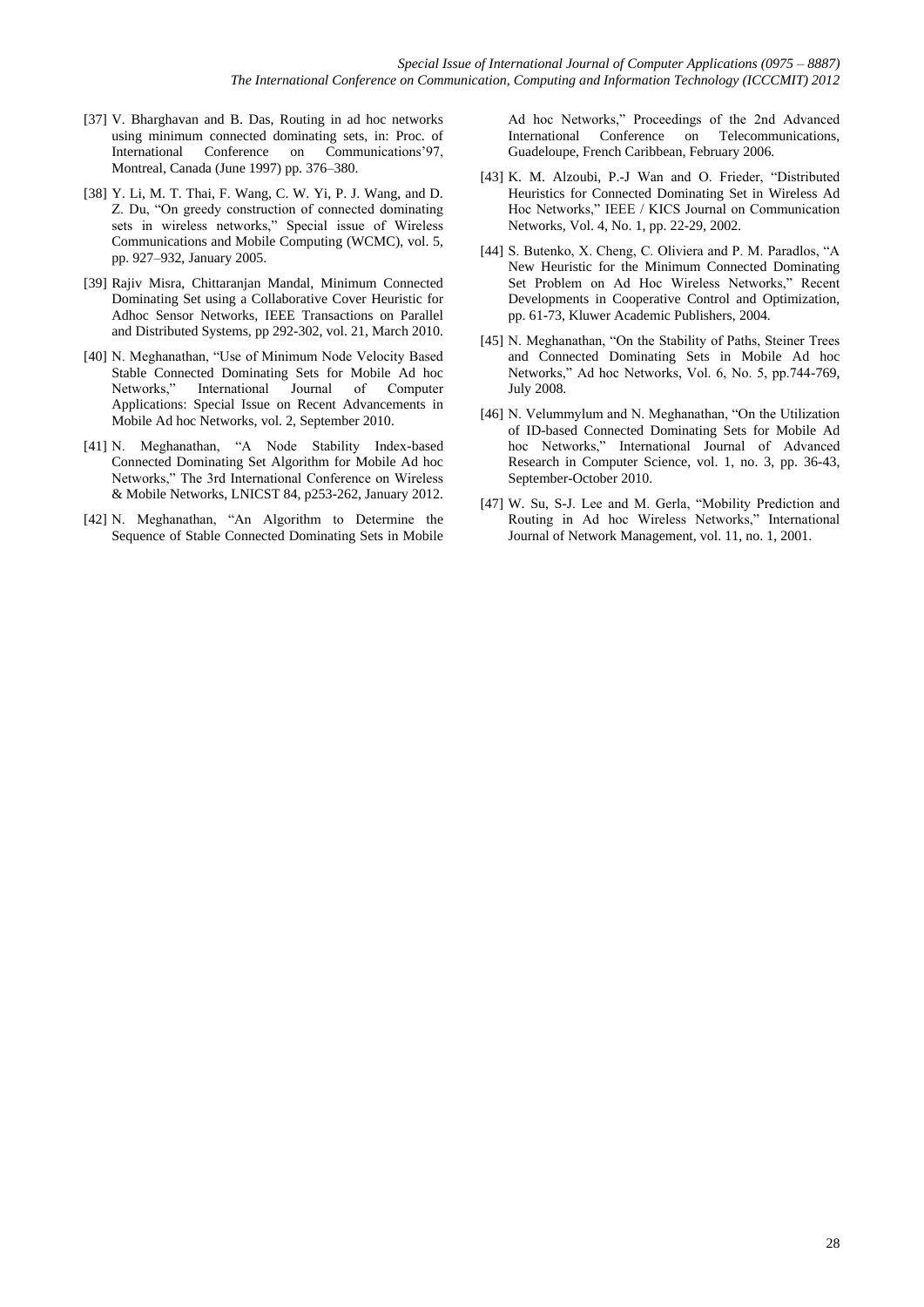[37] V. Bharghavan and B. Das, Routing in ad hoc networks using minimum connected dominating sets, in: Proc. of International Conference on Communications'97, Montreal, Canada (June 1997) pp. 376–380.

[38] Y. Li, M. T. Thai, F. Wang, C. W. Yi, P. J. Wang, and D. Z. Du, "On greedy construction of connected dominating sets in wireless networks," Special issue of Wireless Communications and Mobile Computing (WCMC), vol. 5, pp. 927–932, January 2005.

[39] Rajiv Misra, Chittaranjan Mandal, Minimum Connected Dominating Set using a Collaborative Cover Heuristic for Adhoc Sensor Networks, IEEE Transactions on Parallel and Distributed Systems, pp 292-302, vol. 21, March 2010.

[40] N. Meghanathan, "Use of Minimum Node Velocity Based Stable Connected Dominating Sets for Mobile Ad hoc Networks," International Journal of Computer Applications: Special Issue on Recent Advancements in Mobile Ad hoc Networks, vol. 2, September 2010.

[41] N. Meghanathan, "A Node Stability Index-based Connected Dominating Set Algorithm for Mobile Ad hoc Networks," The 3rd International Conference on Wireless & Mobile Networks, LNICST 84, p253-262, January 2012.

[42] N. Meghanathan, "An Algorithm to Determine the Sequence of Stable Connected Dominating Sets in Mobile Ad hoc Networks," Proceedings of the 2nd Advanced International Conference on Telecommunications, Guadeloupe, French Caribbean, February 2006.

[43] K. M. Alzoubi, P.-J Wan and O. Frieder, "Distributed Heuristics for Connected Dominating Set in Wireless Ad Hoc Networks," IEEE / KICS Journal on Communication Networks, Vol. 4, No. 1, pp. 22-29, 2002.

[44] S. Butenko, X. Cheng, C. Oliviera and P. M. Paradlos, "A New Heuristic for the Minimum Connected Dominating Set Problem on Ad Hoc Wireless Networks," Recent Developments in Cooperative Control and Optimization, pp. 61-73, Kluwer Academic Publishers, 2004.

[45] N. Meghanathan, "On the Stability of Paths, Steiner Trees and Connected Dominating Sets in Mobile Ad hoc Networks," Ad hoc Networks, Vol. 6, No. 5, pp.744-769, July 2008.

[46] N. Velummylum and N. Meghanathan, "On the Utilization of ID-based Connected Dominating Sets for Mobile Ad hoc Networks," International Journal of Advanced Research in Computer Science, vol. 1, no. 3, pp. 36-43, September-October 2010.

[47] W. Su, S-J. Lee and M. Gerla, "Mobility Prediction and Routing in Ad hoc Wireless Networks," International Journal of Network Management, vol. 11, no. 1, 2001.